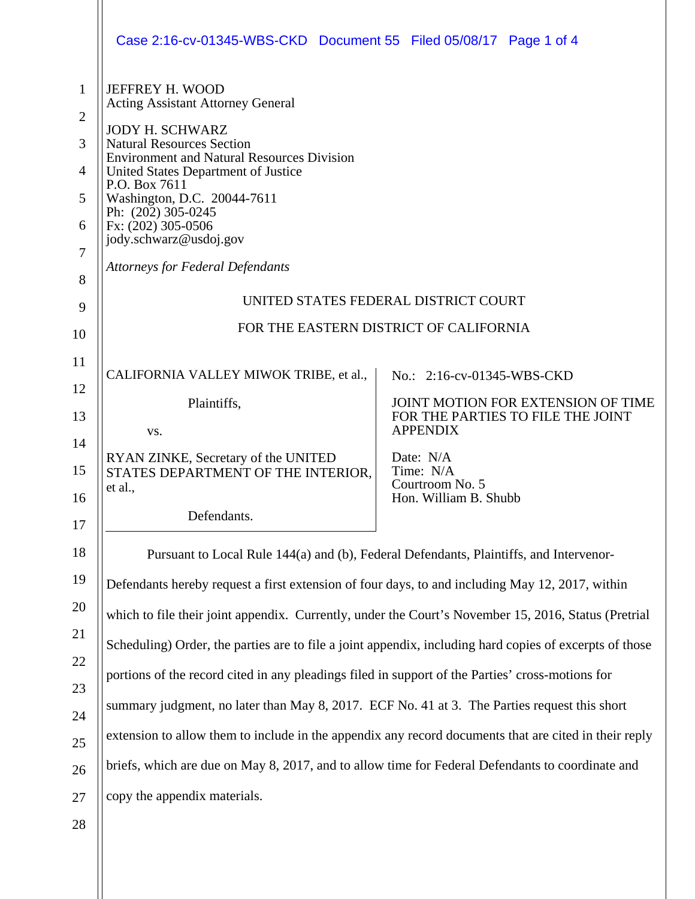JEFFREY H. WOOD
Acting Assistant Attorney General

JODY H. SCHWARZ
Natural Resources Section
Environment and Natural Resources Division
United States Department of Justice
P.O. Box 7611
Washington, D.C. 20044-7611
Ph: (202) 305-0245
Fx: (202) 305-0506
jody.schwarz@usdoj.gov

*Attorneys for Federal Defendants*

UNITED STATES FEDERAL DISTRICT COURT

FOR THE EASTERN DISTRICT OF CALIFORNIA

| | |
|---|---|
| CALIFORNIA VALLEY MIWOK TRIBE, et al., Plaintiffs, vs. RYAN ZINKE, Secretary of the UNITED STATES DEPARTMENT OF THE INTERIOR, et al., Defendants. | No.: 2:16-cv-01345-WBS-CKD<br>JOINT MOTION FOR EXTENSION OF TIME FOR THE PARTIES TO FILE THE JOINT APPENDIX<br>Date: N/A<br>Time: N/A<br>Courtroom No. 5<br>Hon. William B. Shubb |

Pursuant to Local Rule 144(a) and (b), Federal Defendants, Plaintiffs, and Intervenor-Defendants hereby request a first extension of four days, to and including May 12, 2017, within which to file their joint appendix. Currently, under the Court's November 15, 2016, Status (Pretrial Scheduling) Order, the parties are to file a joint appendix, including hard copies of excerpts of those portions of the record cited in any pleadings filed in support of the Parties' cross-motions for summary judgment, no later than May 8, 2017. ECF No. 41 at 3. The Parties request this short extension to allow them to include in the appendix any record documents that are cited in their reply briefs, which are due on May 8, 2017, and to allow time for Federal Defendants to coordinate and copy the appendix materials.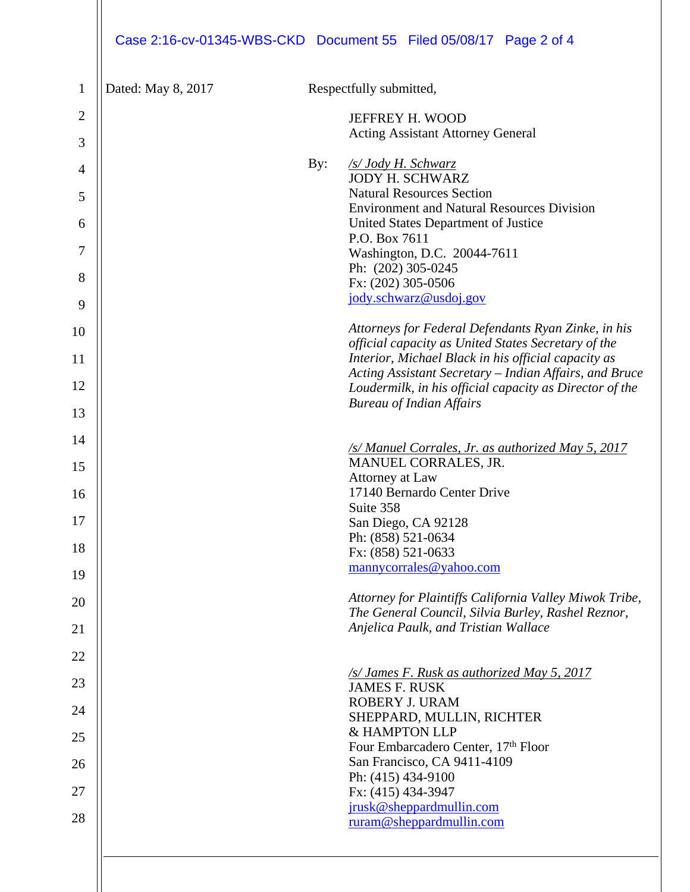Dated: May 8, 2017

Respectfully submitted,

JEFFREY H. WOOD
Acting Assistant Attorney General

By: */s/ Jody H. Schwarz*
JODY H. SCHWARZ
Natural Resources Section
Environment and Natural Resources Division
United States Department of Justice
P.O. Box 7611
Washington, D.C. 20044-7611
Ph: (202) 305-0245
Fx: (202) 305-0506
jody.schwarz@usdoj.gov

*Attorneys for Federal Defendants Ryan Zinke, in his official capacity as United States Secretary of the Interior, Michael Black in his official capacity as Acting Assistant Secretary – Indian Affairs, and Bruce Loudermilk, in his official capacity as Director of the Bureau of Indian Affairs*

*/s/ Manuel Corrales, Jr. as authorized May 5, 2017*
MANUEL CORRALES, JR.
Attorney at Law
17140 Bernardo Center Drive
Suite 358
San Diego, CA 92128
Ph: (858) 521-0634
Fx: (858) 521-0633
mannycorrales@yahoo.com

*Attorney for Plaintiffs California Valley Miwok Tribe, The General Council, Silvia Burley, Rashel Reznor, Anjelica Paulk, and Tristian Wallace*

*/s/ James F. Rusk as authorized May 5, 2017*
JAMES F. RUSK
ROBERY J. URAM
SHEPPARD, MULLIN, RICHTER
& HAMPTON LLP
Four Embarcadero Center, 17th Floor
San Francisco, CA 9411-4109
Ph: (415) 434-9100
Fx: (415) 434-3947
jrusk@sheppardmullin.com
ruram@sheppardmullin.com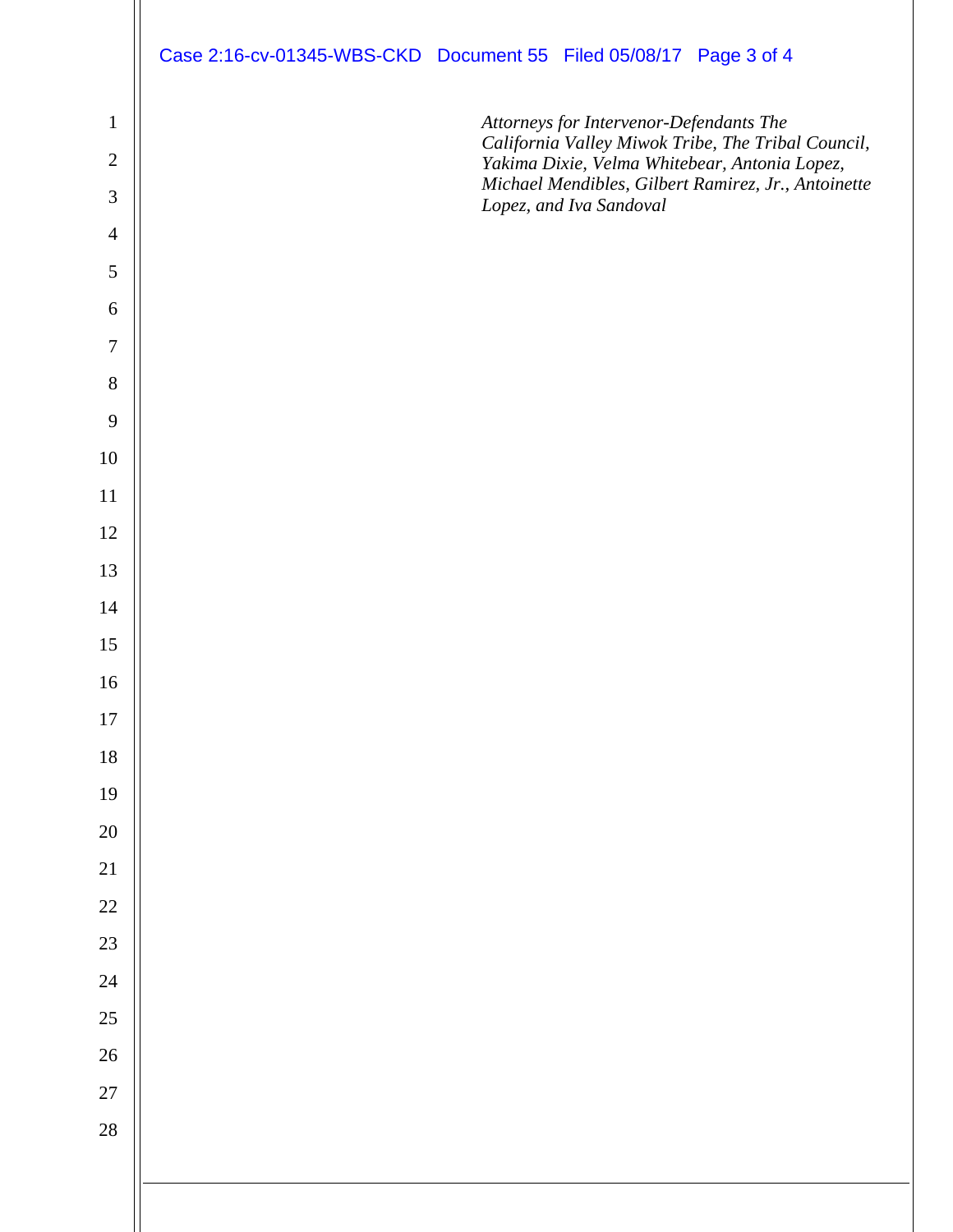*Attorneys for Intervenor-Defendants The California Valley Miwok Tribe, The Tribal Council, Yakima Dixie, Velma Whitebear, Antonia Lopez, Michael Mendibles, Gilbert Ramirez, Jr., Antoinette Lopez, and Iva Sandoval*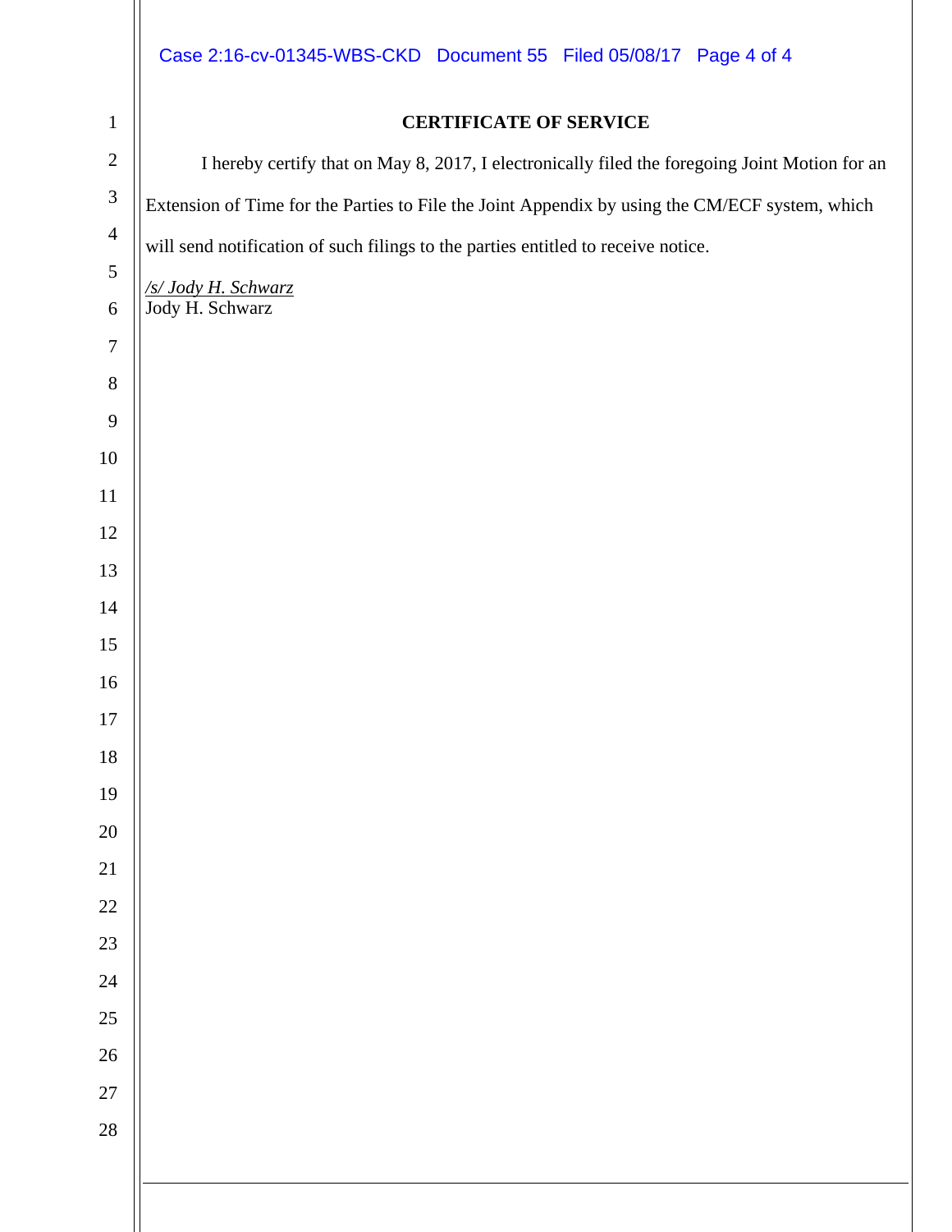**CERTIFICATE OF SERVICE**

I hereby certify that on May 8, 2017, I electronically filed the foregoing Joint Motion for an Extension of Time for the Parties to File the Joint Appendix by using the CM/ECF system, which will send notification of such filings to the parties entitled to receive notice.

*/s/ Jody H. Schwarz*
Jody H. Schwarz